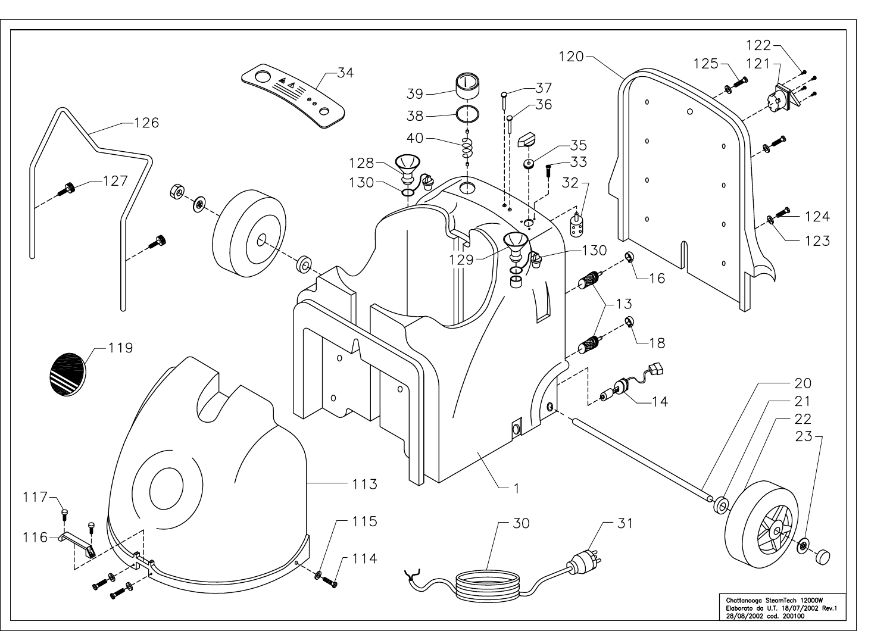Chattanooga SteamTech 12000W
Elaborato da U.T. 18/07/2002 Rev.1
28/08/2002 cod. 200100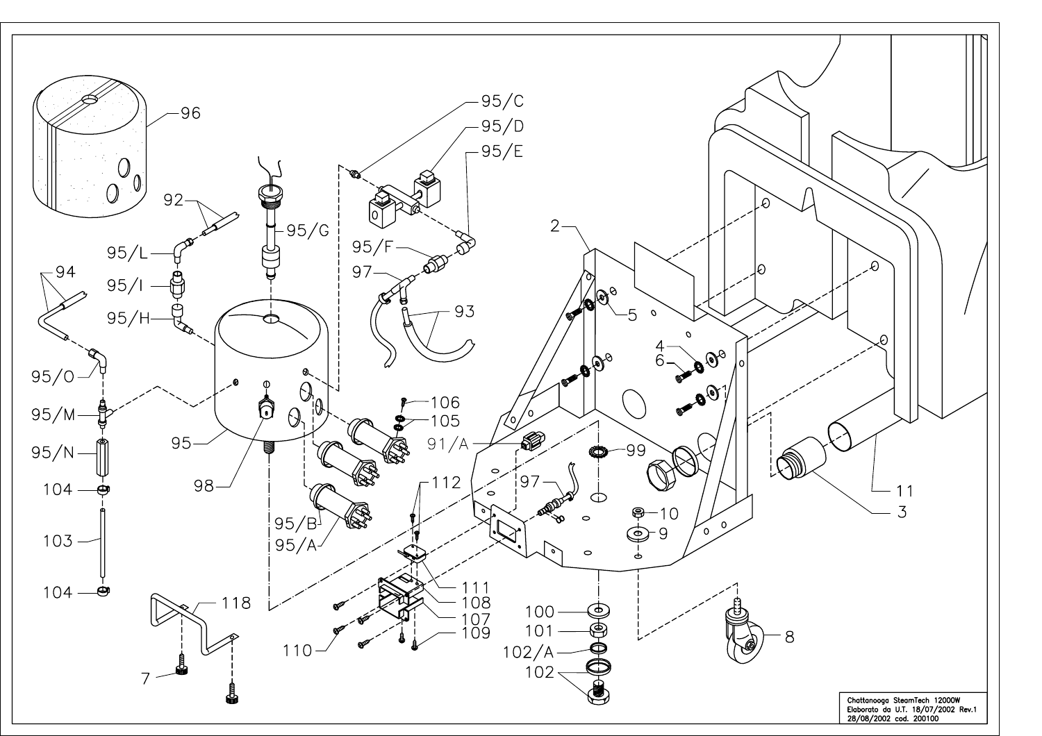Chattanooga SteamTech 12000W
Elaborato da U.T. 18/07/2002 Rev.1
28/08/2002 cod. 200100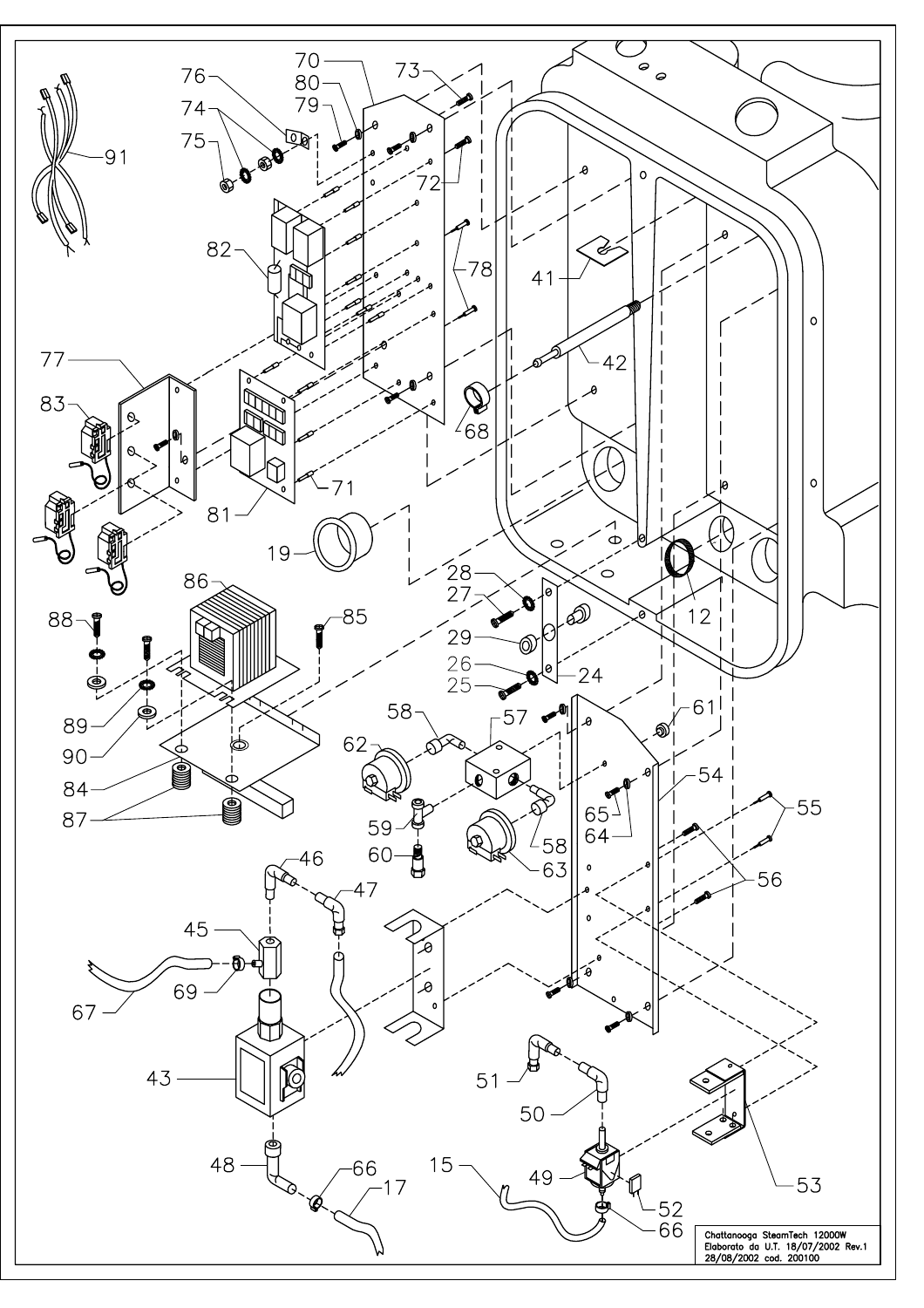Chattanooga SteamTech 12000W
Elaborato da U.T. 18/07/2002 Rev.1
28/08/2002 cod. 200100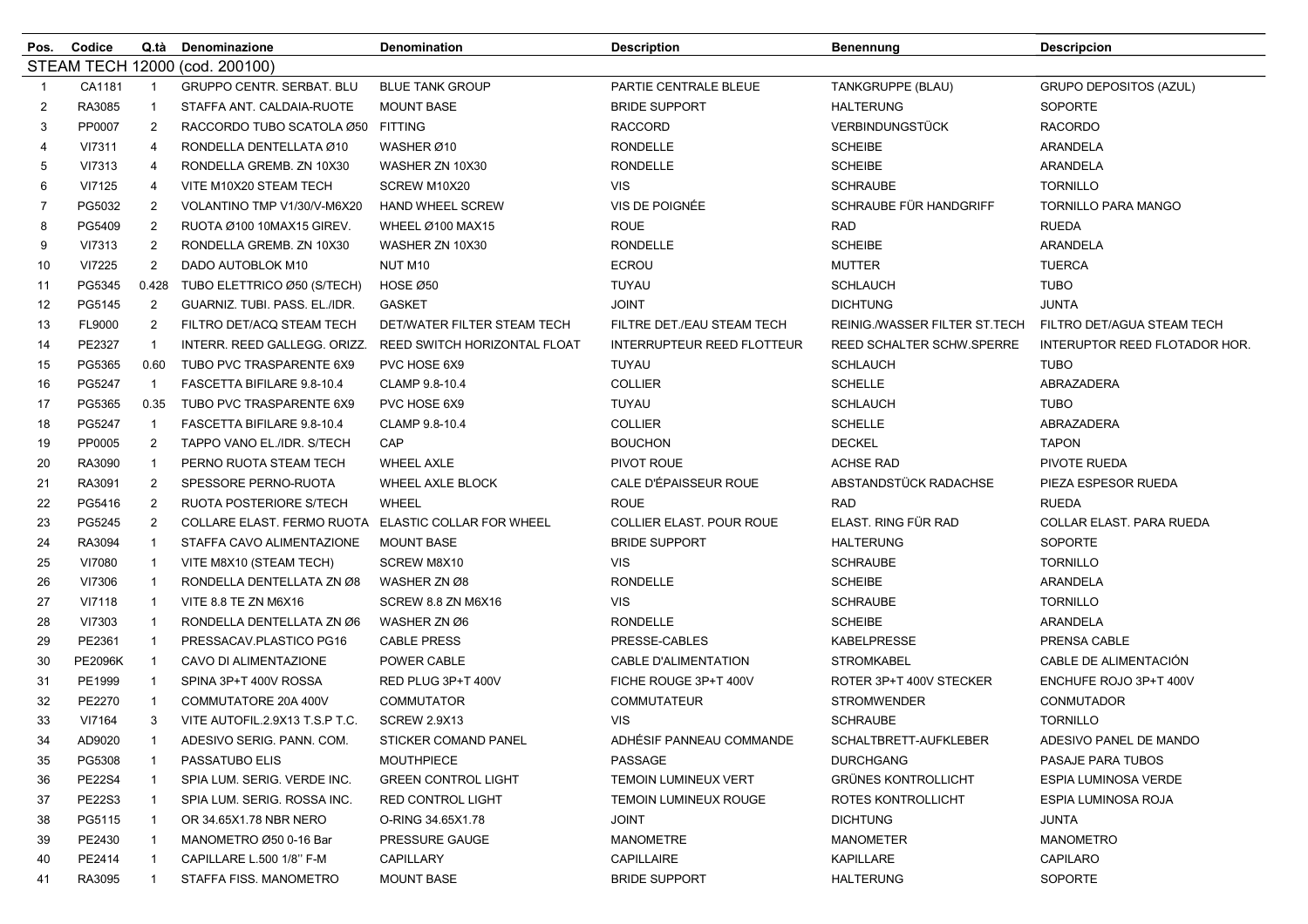| Pos. | Codice | Q.tà | Denominazione | Denomination | Description | Benennung | Descripcion |
|---|---|---|---|---|---|---|---|
| STEAM TECH 12000 (cod. 200100) | | | | | | | |
| 1 | CA1181 | 1 | GRUPPO CENTR. SERBAT. BLU | BLUE TANK GROUP | PARTIE CENTRALE BLEUE | TANKGRUPPE (BLAU) | GRUPO DEPOSITOS (AZUL) |
| 2 | RA3085 | 1 | STAFFA ANT. CALDAIA-RUOTE | MOUNT BASE | BRIDE SUPPORT | HALTERUNG | SOPORTE |
| 3 | PP0007 | 2 | RACCORDO TUBO SCATOLA Ø50 | FITTING | RACCORD | VERBINDUNGSTÜCK | RACORDO |
| 4 | VI7311 | 4 | RONDELLA DENTELLATA Ø10 | WASHER Ø10 | RONDELLE | SCHEIBE | ARANDELA |
| 5 | VI7313 | 4 | RONDELLA GREMB. ZN 10X30 | WASHER ZN 10X30 | RONDELLE | SCHEIBE | ARANDELA |
| 6 | VI7125 | 4 | VITE M10X20 STEAM TECH | SCREW M10X20 | VIS | SCHRAUBE | TORNILLO |
| 7 | PG5032 | 2 | VOLANTINO TMP V1/30/V-M6X20 | HAND WHEEL SCREW | VIS DE POIGNÉE | SCHRAUBE FÜR HANDGRIFF | TORNILLO PARA MANGO |
| 8 | PG5409 | 2 | RUOTA Ø100 10MAX15 GIREV. | WHEEL Ø100 MAX15 | ROUE | RAD | RUEDA |
| 9 | VI7313 | 2 | RONDELLA GREMB. ZN 10X30 | WASHER ZN 10X30 | RONDELLE | SCHEIBE | ARANDELA |
| 10 | VI7225 | 2 | DADO AUTOBLOK M10 | NUT M10 | ECROU | MUTTER | TUERCA |
| 11 | PG5345 | 0.428 | TUBO ELETTRICO Ø50 (S/TECH) | HOSE Ø50 | TUYAU | SCHLAUCH | TUBO |
| 12 | PG5145 | 2 | GUARNIZ. TUBI. PASS. EL./IDR. | GASKET | JOINT | DICHTUNG | JUNTA |
| 13 | FL9000 | 2 | FILTRO DET/ACQ STEAM TECH | DET/WATER FILTER STEAM TECH | FILTRE DET./EAU STEAM TECH | REINIG./WASSER FILTER ST.TECH | FILTRO DET/AGUA STEAM TECH |
| 14 | PE2327 | 1 | INTERR. REED GALLEGG. ORIZZ. | REED SWITCH HORIZONTAL FLOAT | INTERRUPTEUR REED FLOTTEUR | REED SCHALTER SCHW.SPERRE | INTERUPTOR REED FLOTADOR HOR. |
| 15 | PG5365 | 0.60 | TUBO PVC TRASPARENTE 6X9 | PVC HOSE 6X9 | TUYAU | SCHLAUCH | TUBO |
| 16 | PG5247 | 1 | FASCETTA BIFILARE 9.8-10.4 | CLAMP 9.8-10.4 | COLLIER | SCHELLE | ABRAZADERA |
| 17 | PG5365 | 0.35 | TUBO PVC TRASPARENTE 6X9 | PVC HOSE 6X9 | TUYAU | SCHLAUCH | TUBO |
| 18 | PG5247 | 1 | FASCETTA BIFILARE 9.8-10.4 | CLAMP 9.8-10.4 | COLLIER | SCHELLE | ABRAZADERA |
| 19 | PP0005 | 2 | TAPPO VANO EL./IDR. S/TECH | CAP | BOUCHON | DECKEL | TAPON |
| 20 | RA3090 | 1 | PERNO RUOTA STEAM TECH | WHEEL AXLE | PIVOT ROUE | ACHSE RAD | PIVOTE RUEDA |
| 21 | RA3091 | 2 | SPESSORE PERNO-RUOTA | WHEEL AXLE BLOCK | CALE D'ÉPAISSEUR ROUE | ABSTANDSTÜCK RADACHSE | PIEZA ESPESOR RUEDA |
| 22 | PG5416 | 2 | RUOTA POSTERIORE S/TECH | WHEEL | ROUE | RAD | RUEDA |
| 23 | PG5245 | 2 | COLLARE ELAST. FERMO RUOTA | ELASTIC COLLAR FOR WHEEL | COLLIER ELAST. POUR ROUE | ELAST. RING FÜR RAD | COLLAR ELAST. PARA RUEDA |
| 24 | RA3094 | 1 | STAFFA CAVO ALIMENTAZIONE | MOUNT BASE | BRIDE SUPPORT | HALTERUNG | SOPORTE |
| 25 | VI7080 | 1 | VITE M8X10 (STEAM TECH) | SCREW M8X10 | VIS | SCHRAUBE | TORNILLO |
| 26 | VI7306 | 1 | RONDELLA DENTELLATA ZN Ø8 | WASHER ZN Ø8 | RONDELLE | SCHEIBE | ARANDELA |
| 27 | VI7118 | 1 | VITE 8.8 TE ZN M6X16 | SCREW 8.8 ZN M6X16 | VIS | SCHRAUBE | TORNILLO |
| 28 | VI7303 | 1 | RONDELLA DENTELLATA ZN Ø6 | WASHER ZN Ø6 | RONDELLE | SCHEIBE | ARANDELA |
| 29 | PE2361 | 1 | PRESSACAV.PLASTICO PG16 | CABLE PRESS | PRESSE-CABLES | KABELPRESSE | PRENSA CABLE |
| 30 | PE2096K | 1 | CAVO DI ALIMENTAZIONE | POWER CABLE | CABLE D'ALIMENTATION | STROMKABEL | CABLE DE ALIMENTACIÓN |
| 31 | PE1999 | 1 | SPINA 3P+T 400V ROSSA | RED PLUG 3P+T 400V | FICHE ROUGE 3P+T 400V | ROTER 3P+T 400V STECKER | ENCHUFE ROJO 3P+T 400V |
| 32 | PE2270 | 1 | COMMUTATORE 20A 400V | COMMUTATOR | COMMUTATEUR | STROMWENDER | CONMUTADOR |
| 33 | VI7164 | 3 | VITE AUTOFIL.2.9X13 T.S.P T.C. | SCREW 2.9X13 | VIS | SCHRAUBE | TORNILLO |
| 34 | AD9020 | 1 | ADESIVO SERIG. PANN. COM. | STICKER COMAND PANEL | ADHÉSIF PANNEAU COMMANDE | SCHALTBRETT-AUFKLEBER | ADESIVO PANEL DE MANDO |
| 35 | PG5308 | 1 | PASSATUBO ELIS | MOUTHPIECE | PASSAGE | DURCHGANG | PASAJE PARA TUBOS |
| 36 | PE22S4 | 1 | SPIA LUM. SERIG. VERDE INC. | GREEN CONTROL LIGHT | TEMOIN LUMINEUX VERT | GRÜNES KONTROLLICHT | ESPIA LUMINOSA VERDE |
| 37 | PE22S3 | 1 | SPIA LUM. SERIG. ROSSA INC. | RED CONTROL LIGHT | TEMOIN LUMINEUX ROUGE | ROTES KONTROLLICHT | ESPIA LUMINOSA ROJA |
| 38 | PG5115 | 1 | OR 34.65X1.78 NBR NERO | O-RING 34.65X1.78 | JOINT | DICHTUNG | JUNTA |
| 39 | PE2430 | 1 | MANOMETRO Ø50 0-16 Bar | PRESSURE GAUGE | MANOMETRE | MANOMETER | MANOMETRO |
| 40 | PE2414 | 1 | CAPILLARE L.500 1/8'' F-M | CAPILLARY | CAPILLAIRE | KAPILLARE | CAPILARO |
| 41 | RA3095 | 1 | STAFFA FISS. MANOMETRO | MOUNT BASE | BRIDE SUPPORT | HALTERUNG | SOPORTE |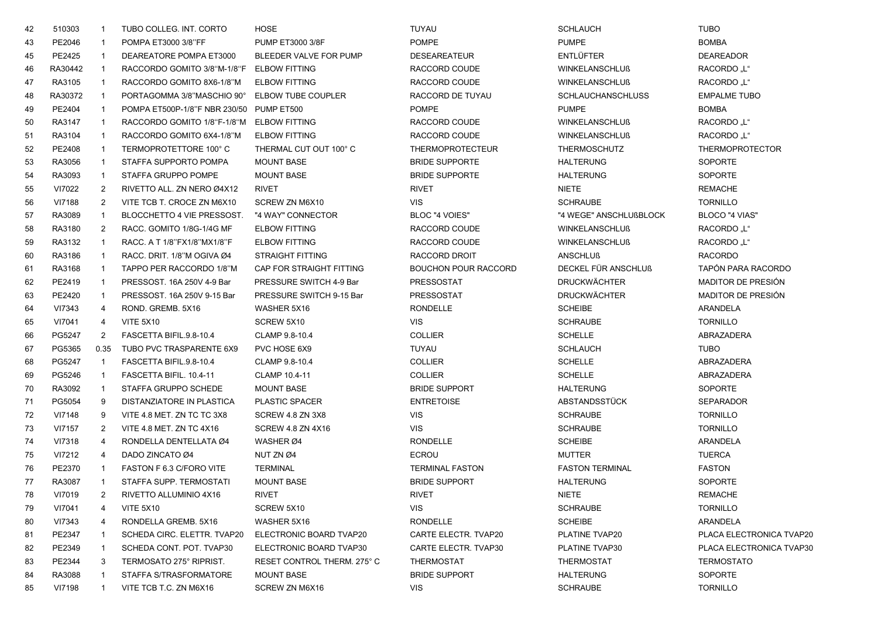| | | | | | | | | |
|---|---|---|---|---|---|---|---|---|
| 42 | 510303 | 1 | TUBO COLLEG. INT. CORTO | HOSE | TUYAU | SCHLAUCH | TUBO |
| 43 | PE2046 | 1 | POMPA ET3000 3/8"FF | PUMP ET3000 3/8F | POMPE | PUMPE | BOMBA |
| 45 | PE2425 | 1 | DEAREATORE POMPA ET3000 | BLEEDER VALVE FOR PUMP | DESEAREATEUR | ENTLÜFTER | DEAREADOR |
| 46 | RA30442 | 1 | RACCORDO GOMITO 3/8"M-1/8"F | ELBOW FITTING | RACCORD COUDE | WINKELANSCHLUß | RACORDO „L" |
| 47 | RA3105 | 1 | RACCORDO GOMITO 8X6-1/8"M | ELBOW FITTING | RACCORD COUDE | WINKELANSCHLUß | RACORDO „L" |
| 48 | RA30372 | 1 | PORTAGOMMA 3/8"MASCHIO 90° | ELBOW TUBE COUPLER | RACCORD DE TUYAU | SCHLAUCHANSCHLUSS | EMPALME TUBO |
| 49 | PE2404 | 1 | POMPA ET500P-1/8"F NBR 230/50 | PUMP ET500 | POMPE | PUMPE | BOMBA |
| 50 | RA3147 | 1 | RACCORDO GOMITO 1/8"F-1/8"M | ELBOW FITTING | RACCORD COUDE | WINKELANSCHLUß | RACORDO „L" |
| 51 | RA3104 | 1 | RACCORDO GOMITO 6X4-1/8"M | ELBOW FITTING | RACCORD COUDE | WINKELANSCHLUß | RACORDO „L" |
| 52 | PE2408 | 1 | TERMOPROTETTORE 100° C | THERMAL CUT OUT 100° C | THERMOPROTECTEUR | THERMOSCHUTZ | THERMOPROTECTOR |
| 53 | RA3056 | 1 | STAFFA SUPPORTO POMPA | MOUNT BASE | BRIDE SUPPORTE | HALTERUNG | SOPORTE |
| 54 | RA3093 | 1 | STAFFA GRUPPO POMPE | MOUNT BASE | BRIDE SUPPORTE | HALTERUNG | SOPORTE |
| 55 | VI7022 | 2 | RIVETTO ALL. ZN NERO Ø4X12 | RIVET | RIVET | NIETE | REMACHE |
| 56 | VI7188 | 2 | VITE TCB T. CROCE ZN M6X10 | SCREW ZN M6X10 | VIS | SCHRAUBE | TORNILLO |
| 57 | RA3089 | 1 | BLOCCHETTO 4 VIE PRESSOST. | "4 WAY" CONNECTOR | BLOC "4 VOIES" | "4 WEGE" ANSCHLUßBLOCK | BLOCO "4 VIAS" |
| 58 | RA3180 | 2 | RACC. GOMITO 1/8G-1/4G MF | ELBOW FITTING | RACCORD COUDE | WINKELANSCHLUß | RACORDO „L" |
| 59 | RA3132 | 1 | RACC. A T 1/8"FX1/8"MX1/8"F | ELBOW FITTING | RACCORD COUDE | WINKELANSCHLUß | RACORDO „L" |
| 60 | RA3186 | 1 | RACC. DRIT. 1/8"M OGIVA Ø4 | STRAIGHT FITTING | RACCORD DROIT | ANSCHLUß | RACORDO |
| 61 | RA3168 | 1 | TAPPO PER RACCORDO 1/8"M | CAP FOR STRAIGHT FITTING | BOUCHON POUR RACCORD | DECKEL FÜR ANSCHLUß | TAPÓN PARA RACORDO |
| 62 | PE2419 | 1 | PRESSOST. 16A 250V 4-9 Bar | PRESSURE SWITCH 4-9 Bar | PRESSOSTAT | DRUCKWÄCHTER | MADITOR DE PRESIÓN |
| 63 | PE2420 | 1 | PRESSOST. 16A 250V 9-15 Bar | PRESSURE SWITCH 9-15 Bar | PRESSOSTAT | DRUCKWÄCHTER | MADITOR DE PRESIÓN |
| 64 | VI7343 | 4 | ROND. GREMB. 5X16 | WASHER 5X16 | RONDELLE | SCHEIBE | ARANDELA |
| 65 | VI7041 | 4 | VITE 5X10 | SCREW 5X10 | VIS | SCHRAUBE | TORNILLO |
| 66 | PG5247 | 2 | FASCETTA BIFIL.9.8-10.4 | CLAMP 9.8-10.4 | COLLIER | SCHELLE | ABRAZADERA |
| 67 | PG5365 | 0.35 | TUBO PVC TRASPARENTE 6X9 | PVC HOSE 6X9 | TUYAU | SCHLAUCH | TUBO |
| 68 | PG5247 | 1 | FASCETTA BIFIL.9.8-10.4 | CLAMP 9.8-10.4 | COLLIER | SCHELLE | ABRAZADERA |
| 69 | PG5246 | 1 | FASCETTA BIFIL. 10.4-11 | CLAMP 10.4-11 | COLLIER | SCHELLE | ABRAZADERA |
| 70 | RA3092 | 1 | STAFFA GRUPPO SCHEDE | MOUNT BASE | BRIDE SUPPORT | HALTERUNG | SOPORTE |
| 71 | PG5054 | 9 | DISTANZIATORE IN PLASTICA | PLASTIC SPACER | ENTRETOISE | ABSTANDSSTÜCK | SEPARADOR |
| 72 | VI7148 | 9 | VITE 4.8 MET. ZN TC TC 3X8 | SCREW 4.8 ZN 3X8 | VIS | SCHRAUBE | TORNILLO |
| 73 | VI7157 | 2 | VITE 4.8 MET. ZN TC 4X16 | SCREW 4.8 ZN 4X16 | VIS | SCHRAUBE | TORNILLO |
| 74 | VI7318 | 4 | RONDELLA DENTELLATA Ø4 | WASHER Ø4 | RONDELLE | SCHEIBE | ARANDELA |
| 75 | VI7212 | 4 | DADO ZINCATO Ø4 | NUT ZN Ø4 | ECROU | MUTTER | TUERCA |
| 76 | PE2370 | 1 | FASTON F 6.3 C/FORO VITE | TERMINAL | TERMINAL FASTON | FASTON TERMINAL | FASTON |
| 77 | RA3087 | 1 | STAFFA SUPP. TERMOSTATI | MOUNT BASE | BRIDE SUPPORT | HALTERUNG | SOPORTE |
| 78 | VI7019 | 2 | RIVETTO ALLUMINIO 4X16 | RIVET | RIVET | NIETE | REMACHE |
| 79 | VI7041 | 4 | VITE 5X10 | SCREW 5X10 | VIS | SCHRAUBE | TORNILLO |
| 80 | VI7343 | 4 | RONDELLA GREMB. 5X16 | WASHER 5X16 | RONDELLE | SCHEIBE | ARANDELA |
| 81 | PE2347 | 1 | SCHEDA CIRC. ELETTR. TVAP20 | ELECTRONIC BOARD TVAP20 | CARTE ELECTR. TVAP20 | PLATINE TVAP20 | PLACA ELECTRONICA TVAP20 |
| 82 | PE2349 | 1 | SCHEDA CONT. POT. TVAP30 | ELECTRONIC BOARD TVAP30 | CARTE ELECTR. TVAP30 | PLATINE TVAP30 | PLACA ELECTRONICA TVAP30 |
| 83 | PE2344 | 3 | TERMOSATO 275° RIPRIST. | RESET CONTROL THERM. 275° C | THERMOSTAT | THERMOSTAT | TERMOSTATO |
| 84 | RA3088 | 1 | STAFFA S/TRASFORMATORE | MOUNT BASE | BRIDE SUPPORT | HALTERUNG | SOPORTE |
| 85 | VI7198 | 1 | VITE TCB T.C. ZN M6X16 | SCREW ZN M6X16 | VIS | SCHRAUBE | TORNILLO |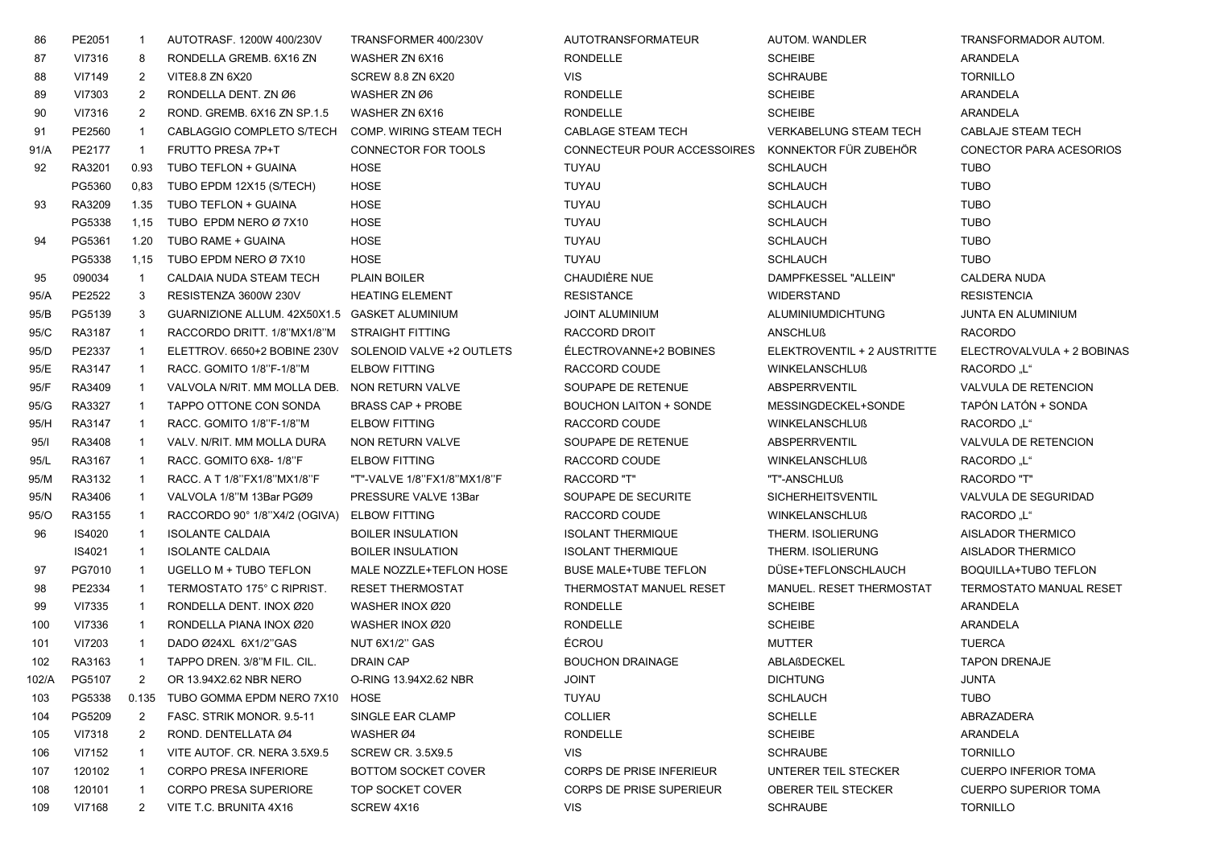| 86 | PE2051 | 1 | AUTOTRASF. 1200W 400/230V | TRANSFORMER 400/230V | AUTOTRANSFORMATEUR | AUTOM. WANDLER | TRANSFORMADOR AUTOM. |
|---|---|---|---|---|---|---|---|
| 87 | VI7316 | 8 | RONDELLA GREMB. 6X16 ZN | WASHER ZN 6X16 | RONDELLE | SCHEIBE | ARANDELA |
| 88 | VI7149 | 2 | VITE8.8 ZN 6X20 | SCREW 8.8 ZN 6X20 | VIS | SCHRAUBE | TORNILLO |
| 89 | VI7303 | 2 | RONDELLA DENT. ZN Ø6 | WASHER ZN Ø6 | RONDELLE | SCHEIBE | ARANDELA |
| 90 | VI7316 | 2 | ROND. GREMB. 6X16 ZN SP.1.5 | WASHER ZN 6X16 | RONDELLE | SCHEIBE | ARANDELA |
| 91 | PE2560 | 1 | CABLAGGIO COMPLETO S/TECH | COMP. WIRING STEAM TECH | CABLAGE STEAM TECH | VERKABELUNG STEAM TECH | CABLAJE STEAM TECH |
| 91/A | PE2177 | 1 | FRUTTO PRESA 7P+T | CONNECTOR FOR TOOLS | CONNECTEUR POUR ACCESSOIRES | KONNEKTOR FÜR ZUBEHÖR | CONECTOR PARA ACESORIOS |
| 92 | RA3201 | 0.93 | TUBO TEFLON + GUAINA | HOSE | TUYAU | SCHLAUCH | TUBO |
| | PG5360 | 0,83 | TUBO EPDM 12X15 (S/TECH) | HOSE | TUYAU | SCHLAUCH | TUBO |
| 93 | RA3209 | 1.35 | TUBO TEFLON + GUAINA | HOSE | TUYAU | SCHLAUCH | TUBO |
| | PG5338 | 1,15 | TUBO EPDM NERO Ø 7X10 | HOSE | TUYAU | SCHLAUCH | TUBO |
| 94 | PG5361 | 1.20 | TUBO RAME + GUAINA | HOSE | TUYAU | SCHLAUCH | TUBO |
| | PG5338 | 1,15 | TUBO EPDM NERO Ø 7X10 | HOSE | TUYAU | SCHLAUCH | TUBO |
| 95 | 090034 | 1 | CALDAIA NUDA STEAM TECH | PLAIN BOILER | CHAUDIÈRE NUE | DAMPFKESSEL "ALLEIN" | CALDERA NUDA |
| 95/A | PE2522 | 3 | RESISTENZA 3600W 230V | HEATING ELEMENT | RESISTANCE | WIDERSTAND | RESISTENCIA |
| 95/B | PG5139 | 3 | GUARNIZIONE ALLUM. 42X50X1.5 | GASKET ALUMINIUM | JOINT ALUMINIUM | ALUMINIUMDICHTUNG | JUNTA EN ALUMINIUM |
| 95/C | RA3187 | 1 | RACCORDO DRITT. 1/8"MX1/8"M | STRAIGHT FITTING | RACCORD DROIT | ANSCHLUß | RACORDO |
| 95/D | PE2337 | 1 | ELETTROV. 6650+2 BOBINE 230V | SOLENOID VALVE +2 OUTLETS | ÉLECTROVANNE+2 BOBINES | ELEKTROVENTIL + 2 AUSTRITTE | ELECTROVALVULA + 2 BOBINAS |
| 95/E | RA3147 | 1 | RACC. GOMITO 1/8"F-1/8"M | ELBOW FITTING | RACCORD COUDE | WINKELANSCHLUß | RACORDO „L“ |
| 95/F | RA3409 | 1 | VALVOLA N/RIT. MM MOLLA DEB. | NON RETURN VALVE | SOUPAPE DE RETENUE | ABSPERRVENTIL | VALVULA DE RETENCION |
| 95/G | RA3327 | 1 | TAPPO OTTONE CON SONDA | BRASS CAP + PROBE | BOUCHON LAITON + SONDE | MESSINGDECKEL+SONDE | TAPÓN LATÓN + SONDA |
| 95/H | RA3147 | 1 | RACC. GOMITO 1/8"F-1/8"M | ELBOW FITTING | RACCORD COUDE | WINKELANSCHLUß | RACORDO „L“ |
| 95/I | RA3408 | 1 | VALV. N/RIT. MM MOLLA DURA | NON RETURN VALVE | SOUPAPE DE RETENUE | ABSPERRVENTIL | VALVULA DE RETENCION |
| 95/L | RA3167 | 1 | RACC. GOMITO 6X8- 1/8"F | ELBOW FITTING | RACCORD COUDE | WINKELANSCHLUß | RACORDO „L“ |
| 95/M | RA3132 | 1 | RACC. A T 1/8"FX1/8"MX1/8"F | "T"-VALVE 1/8"FX1/8"MX1/8"F | RACCORD "T" | "T"-ANSCHLUß | RACORDO "T" |
| 95/N | RA3406 | 1 | VALVOLA 1/8"M 13Bar PGØ9 | PRESSURE VALVE 13Bar | SOUPAPE DE SECURITE | SICHERHEITSVENTIL | VALVULA DE SEGURIDAD |
| 95/O | RA3155 | 1 | RACCORDO 90° 1/8"X4/2 (OGIVA) | ELBOW FITTING | RACCORD COUDE | WINKELANSCHLUß | RACORDO „L“ |
| 96 | IS4020 | 1 | ISOLANTE CALDAIA | BOILER INSULATION | ISOLANT THERMIQUE | THERM. ISOLIERUNG | AISLADOR THERMICO |
| | IS4021 | 1 | ISOLANTE CALDAIA | BOILER INSULATION | ISOLANT THERMIQUE | THERM. ISOLIERUNG | AISLADOR THERMICO |
| 97 | PG7010 | 1 | UGELLO M + TUBO TEFLON | MALE NOZZLE+TEFLON HOSE | BUSE MALE+TUBE TEFLON | DÜSE+TEFLONSCHLAUCH | BOQUILLA+TUBO TEFLON |
| 98 | PE2334 | 1 | TERMOSTATO 175° C RIPRIST. | RESET THERMOSTAT | THERMOSTAT MANUEL RESET | MANUEL. RESET THERMOSTAT | TERMOSTATO MANUAL RESET |
| 99 | VI7335 | 1 | RONDELLA DENT. INOX Ø20 | WASHER INOX Ø20 | RONDELLE | SCHEIBE | ARANDELA |
| 100 | VI7336 | 1 | RONDELLA PIANA INOX Ø20 | WASHER INOX Ø20 | RONDELLE | SCHEIBE | ARANDELA |
| 101 | VI7203 | 1 | DADO Ø24XL 6X1/2"GAS | NUT 6X1/2" GAS | ÉCROU | MUTTER | TUERCA |
| 102 | RA3163 | 1 | TAPPO DREN. 3/8"M FIL. CIL. | DRAIN CAP | BOUCHON DRAINAGE | ABLAßDECKEL | TAPON DRENAJE |
| 102/A | PG5107 | 2 | OR 13.94X2.62 NBR NERO | O-RING 13.94X2.62 NBR | JOINT | DICHTUNG | JUNTA |
| 103 | PG5338 | 0.135 | TUBO GOMMA EPDM NERO 7X10 | HOSE | TUYAU | SCHLAUCH | TUBO |
| 104 | PG5209 | 2 | FASC. STRIK MONOR. 9.5-11 | SINGLE EAR CLAMP | COLLIER | SCHELLE | ABRAZADERA |
| 105 | VI7318 | 2 | ROND. DENTELLATA Ø4 | WASHER Ø4 | RONDELLE | SCHEIBE | ARANDELA |
| 106 | VI7152 | 1 | VITE AUTOF. CR. NERA 3.5X9.5 | SCREW CR. 3.5X9.5 | VIS | SCHRAUBE | TORNILLO |
| 107 | 120102 | 1 | CORPO PRESA INFERIORE | BOTTOM SOCKET COVER | CORPS DE PRISE INFERIEUR | UNTERER TEIL STECKER | CUERPO INFERIOR TOMA |
| 108 | 120101 | 1 | CORPO PRESA SUPERIORE | TOP SOCKET COVER | CORPS DE PRISE SUPERIEUR | OBERER TEIL STECKER | CUERPO SUPERIOR TOMA |
| 109 | VI7168 | 2 | VITE T.C. BRUNITA 4X16 | SCREW 4X16 | VIS | SCHRAUBE | TORNILLO |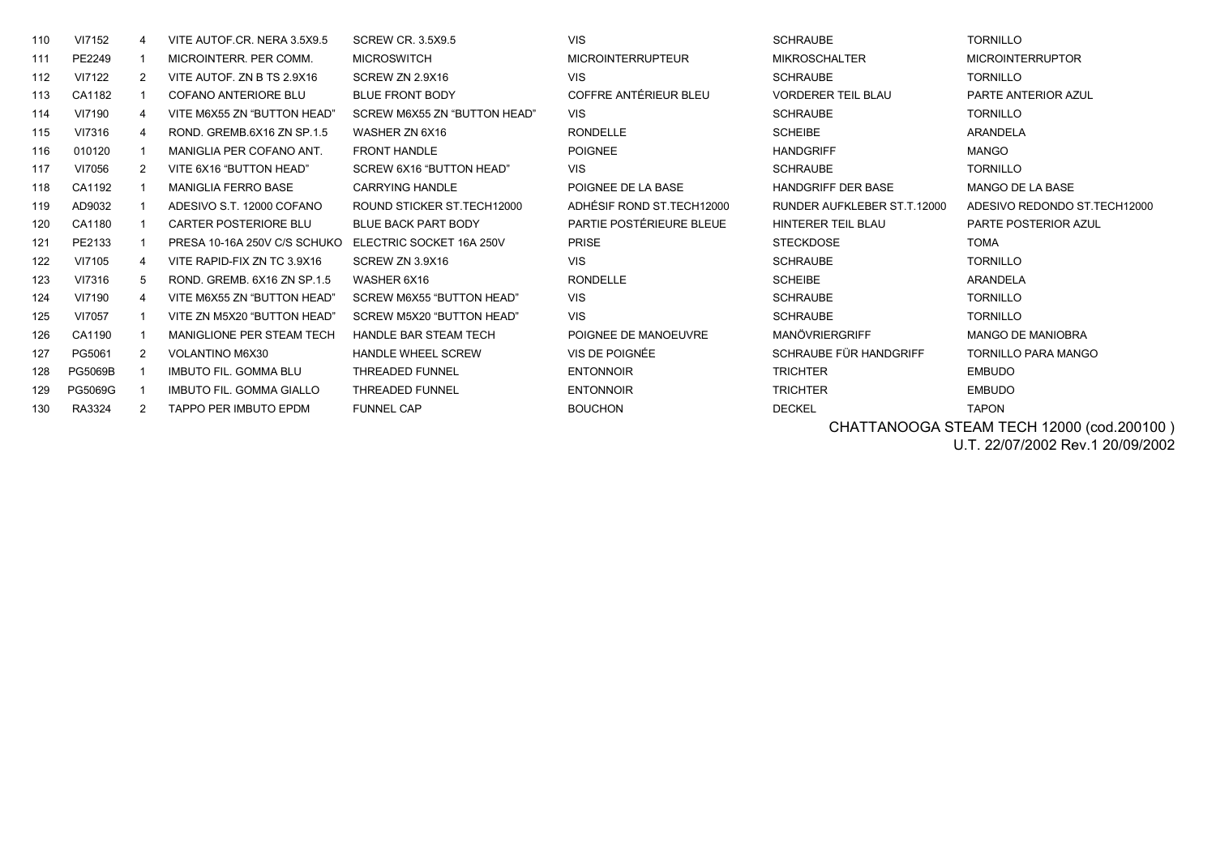| 110 | VI7152 | 4 | VITE AUTOF.CR. NERA 3.5X9.5 | SCREW CR. 3.5X9.5 | VIS | SCHRAUBE | TORNILLO |
|---|---|---|---|---|---|---|---|
| 111 | PE2249 | 1 | MICROINTERR. PER COMM. | MICROSWITCH | MICROINTERRUPTEUR | MIKROSCHALTER | MICROINTERRUPTOR |
| 112 | VI7122 | 2 | VITE AUTOF. ZN B TS 2.9X16 | SCREW ZN 2.9X16 | VIS | SCHRAUBE | TORNILLO |
| 113 | CA1182 | 1 | COFANO ANTERIORE BLU | BLUE FRONT BODY | COFFRE ANTÉRIEUR BLEU | VORDERER TEIL BLAU | PARTE ANTERIOR AZUL |
| 114 | VI7190 | 4 | VITE M6X55 ZN "BUTTON HEAD" | SCREW M6X55 ZN "BUTTON HEAD" | VIS | SCHRAUBE | TORNILLO |
| 115 | VI7316 | 4 | ROND. GREMB.6X16 ZN SP.1.5 | WASHER ZN 6X16 | RONDELLE | SCHEIBE | ARANDELA |
| 116 | 010120 | 1 | MANIGLIA PER COFANO ANT. | FRONT HANDLE | POIGNEE | HANDGRIFF | MANGO |
| 117 | VI7056 | 2 | VITE 6X16 "BUTTON HEAD" | SCREW 6X16 "BUTTON HEAD" | VIS | SCHRAUBE | TORNILLO |
| 118 | CA1192 | 1 | MANIGLIA FERRO BASE | CARRYING HANDLE | POIGNEE DE LA BASE | HANDGRIFF DER BASE | MANGO DE LA BASE |
| 119 | AD9032 | 1 | ADESIVO S.T. 12000 COFANO | ROUND STICKER ST.TECH12000 | ADHÉSIF ROND ST.TECH12000 | RUNDER AUFKLEBER ST.T.12000 | ADESIVO REDONDO ST.TECH12000 |
| 120 | CA1180 | 1 | CARTER POSTERIORE BLU | BLUE BACK PART BODY | PARTIE POSTÉRIEURE BLEUE | HINTERER TEIL BLAU | PARTE POSTERIOR AZUL |
| 121 | PE2133 | 1 | PRESA 10-16A 250V C/S SCHUKO | ELECTRIC SOCKET 16A 250V | PRISE | STECKDOSE | TOMA |
| 122 | VI7105 | 4 | VITE RAPID-FIX ZN TC 3.9X16 | SCREW ZN 3.9X16 | VIS | SCHRAUBE | TORNILLO |
| 123 | VI7316 | 5 | ROND. GREMB. 6X16 ZN SP.1.5 | WASHER 6X16 | RONDELLE | SCHEIBE | ARANDELA |
| 124 | VI7190 | 4 | VITE M6X55 ZN "BUTTON HEAD" | SCREW M6X55 "BUTTON HEAD" | VIS | SCHRAUBE | TORNILLO |
| 125 | VI7057 | 1 | VITE ZN M5X20 "BUTTON HEAD" | SCREW M5X20 "BUTTON HEAD" | VIS | SCHRAUBE | TORNILLO |
| 126 | CA1190 | 1 | MANIGLIONE PER STEAM TECH | HANDLE BAR STEAM TECH | POIGNEE DE MANOEUVRE | MANÖVRIERGRIFF | MANGO DE MANIOBRA |
| 127 | PG5061 | 2 | VOLANTINO M6X30 | HANDLE WHEEL SCREW | VIS DE POIGNÉE | SCHRAUBE FÜR HANDGRIFF | TORNILLO PARA MANGO |
| 128 | PG5069B | 1 | IMBUTO FIL. GOMMA BLU | THREADED FUNNEL | ENTONNOIR | TRICHTER | EMBUDO |
| 129 | PG5069G | 1 | IMBUTO FIL. GOMMA GIALLO | THREADED FUNNEL | ENTONNOIR | TRICHTER | EMBUDO |
| 130 | RA3324 | 2 | TAPPO PER IMBUTO EPDM | FUNNEL CAP | BOUCHON | DECKEL | TAPON |

CHATTANOOGA STEAM TECH 12000 (cod.200100 )
U.T. 22/07/2002 Rev.1 20/09/2002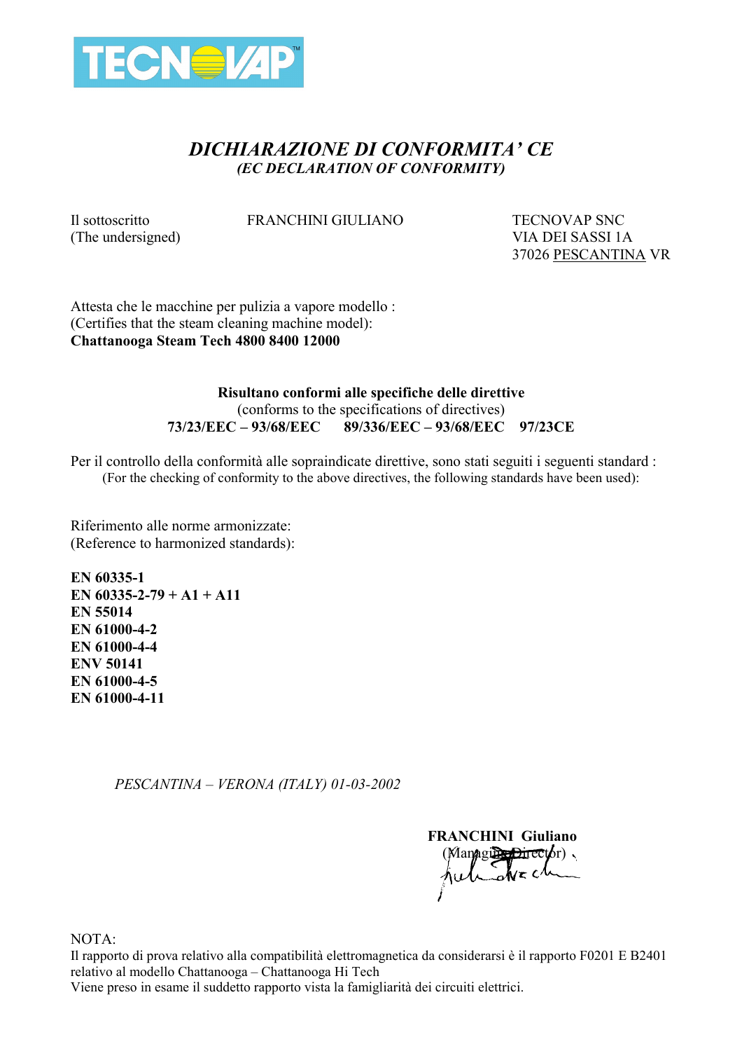TECNOVAP™

# *DICHIARAZIONE DI CONFORMITA' CE*

***(EC DECLARATION OF CONFORMITY)***

Il sottoscritto (The undersigned) FRANCHINI GIULIANO

TECNOVAP SNC
VIA DEI SASSI 1A
37026 PESCANTINA VR

Attesta che le macchine per pulizia a vapore modello :
(Certifies that the steam cleaning machine model):
**Chattanooga Steam Tech 4800 8400 12000**

**Risultano conformi alle specifiche delle direttive**
(conforms to the specifications of directives)
**73/23/EEC – 93/68/EEC 89/336/EEC – 93/68/EEC 97/23CE**

Per il controllo della conformità alle sopraindicate direttive, sono stati seguiti i seguenti standard :
(For the checking of conformity to the above directives, the following standards have been used):

Riferimento alle norme armonizzate:
(Reference to harmonized standards):

**EN 60335-1**
**EN 60335-2-79 + A1 + A11**
**EN 55014**
**EN 61000-4-2**
**EN 61000-4-4**
**ENV 50141**
**EN 61000-4-5**
**EN 61000-4-11**

*PESCANTINA – VERONA (ITALY) 01-03-2002*

**FRANCHINI Giuliano**
(Managing Director)

NOTA:
Il rapporto di prova relativo alla compatibilità elettromagnetica da considerarsi è il rapporto F0201 E B2401 relativo al modello Chattanooga – Chattanooga Hi Tech
Viene preso in esame il suddetto rapporto vista la famigliarità dei circuiti elettrici.